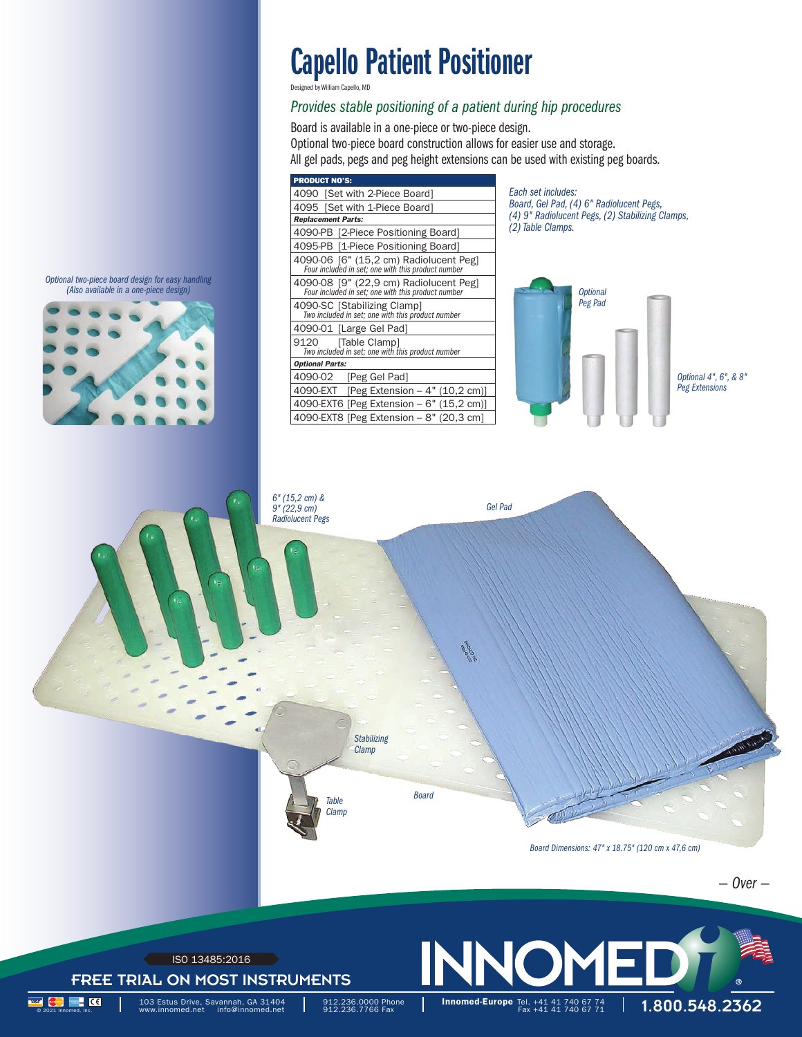# Capello Patient Positioner

Designed by William Capello, MD

## *Provides stable positioning of a patient during hip procedures*

Board is available in a one-piece or two-piece design.
Optional two-piece board construction allows for easier use and storage.
All gel pads, pegs and peg height extensions can be used with existing peg boards.

| PRODUCT NO'S: |
|---|
| 4090 [Set with 2-Piece Board] |
| 4095 [Set with 1-Piece Board] |
| ***Replacement Parts:*** |
| 4090-PB [2-Piece Positioning Board] |
| 4095-PB [1-Piece Positioning Board] |
| 4090-06 [6" (15,2 cm) Radiolucent Peg] *Four included in set; one with this product number* |
| 4090-08 [9" (22,9 cm) Radiolucent Peg] *Four included in set; one with this product number* |
| 4090-SC [Stabilizing Clamp] *Two included in set; one with this product number* |
| 4090-01 [Large Gel Pad] |
| 9120 [Table Clamp] *Two included in set; one with this product number* |
| ***Optional Parts:*** |
| 4090-02 [Peg Gel Pad] |
| 4090-EXT [Peg Extension – 4" (10,2 cm)] |
| 4090-EXT6 [Peg Extension – 6" (15,2 cm)] |
| 4090-EXT8 [Peg Extension – 8" (20,3 cm] |

*Each set includes: Board, Gel Pad, (4) 6" Radiolucent Pegs, (4) 9" Radiolucent Pegs, (2) Stabilizing Clamps, (2) Table Clamps.*

*Optional Peg Pad*

*Optional 4", 6", & 8" Peg Extensions*

*Optional two-piece board design for easy handling (Also available in a one-piece design)*

*6" (15,2 cm) & 9" (22,9 cm) Radiolucent Pegs*

*Gel Pad*

*Stabilizing Clamp*

*Table Clamp*

*Board*

*Board Dimensions: 47" x 18.75" (120 cm x 47,6 cm)*

*– Over –*

ISO 13485:2016

FREE TRIAL ON MOST INSTRUMENTS

INNOMED®

© 2021 Innomed, Inc. | 103 Estus Drive, Savannah, GA 31404 www.innomed.net info@innomed.net | 912.236.0000 Phone 912.236.7766 Fax | **Innomed-Europe** Tel. +41 41 740 67 74 Fax +41 41 740 67 71 | **1.800.548.2362**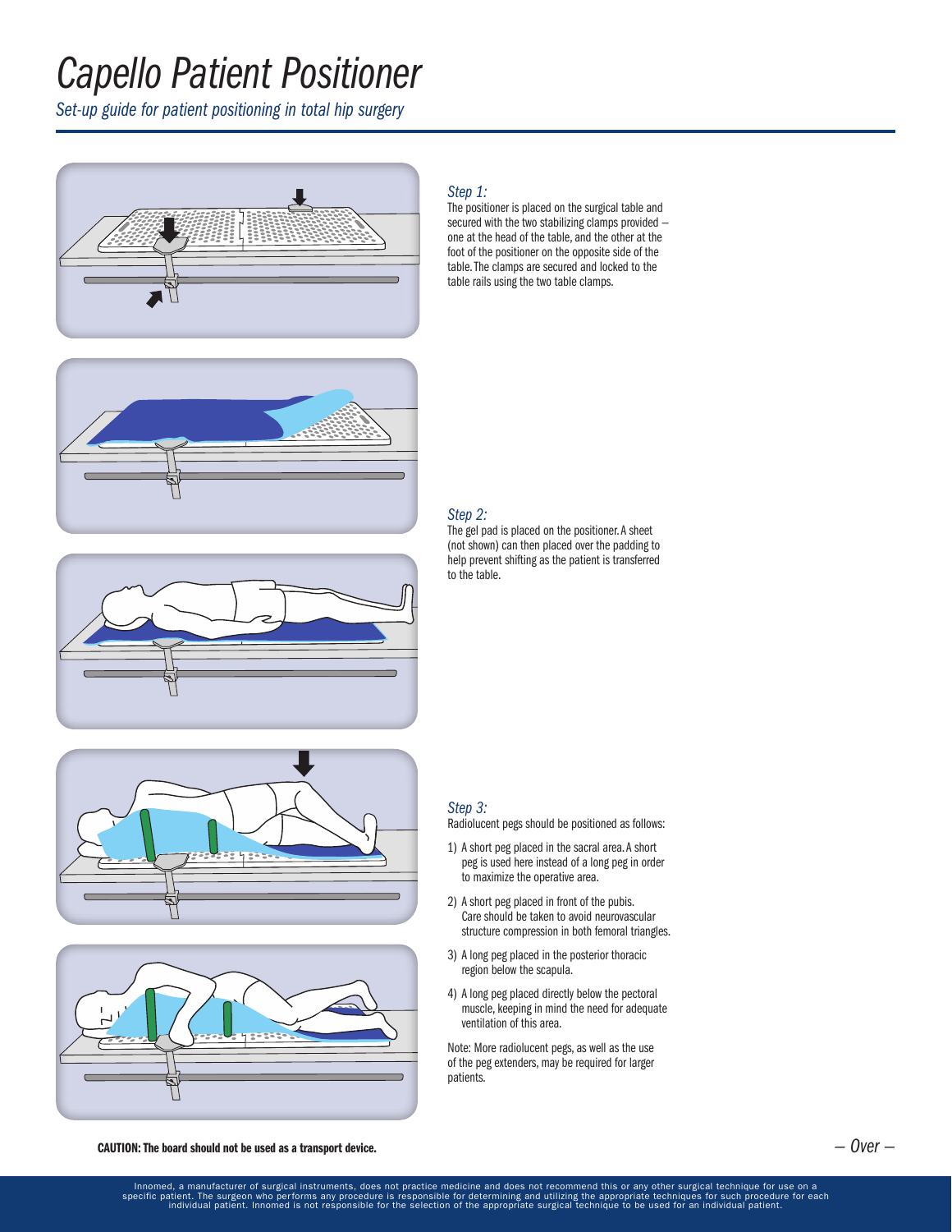# Capello Patient Positioner

*Set-up guide for patient positioning in total hip surgery*

*Step 1:*

The positioner is placed on the surgical table and secured with the two stabilizing clamps provided – one at the head of the table, and the other at the foot of the positioner on the opposite side of the table. The clamps are secured and locked to the table rails using the two table clamps.

*Step 2:*

The gel pad is placed on the positioner. A sheet (not shown) can then placed over the padding to help prevent shifting as the patient is transferred to the table.

*Step 3:*

Radiolucent pegs should be positioned as follows:

1) A short peg placed in the sacral area. A short peg is used here instead of a long peg in order to maximize the operative area.
2) A short peg placed in front of the pubis. Care should be taken to avoid neurovascular structure compression in both femoral triangles.
3) A long peg placed in the posterior thoracic region below the scapula.
4) A long peg placed directly below the pectoral muscle, keeping in mind the need for adequate ventilation of this area.

Note: More radiolucent pegs, as well as the use of the peg extenders, may be required for larger patients.

**CAUTION: The board should not be used as a transport device.**

*– Over –*

Innomed, a manufacturer of surgical instruments, does not practice medicine and does not recommend this or any other surgical technique for use on a specific patient. The surgeon who performs any procedure is responsible for determining and utilizing the appropriate techniques for such procedure for each individual patient. Innomed is not responsible for the selection of the appropriate surgical technique to be used for an individual patient.